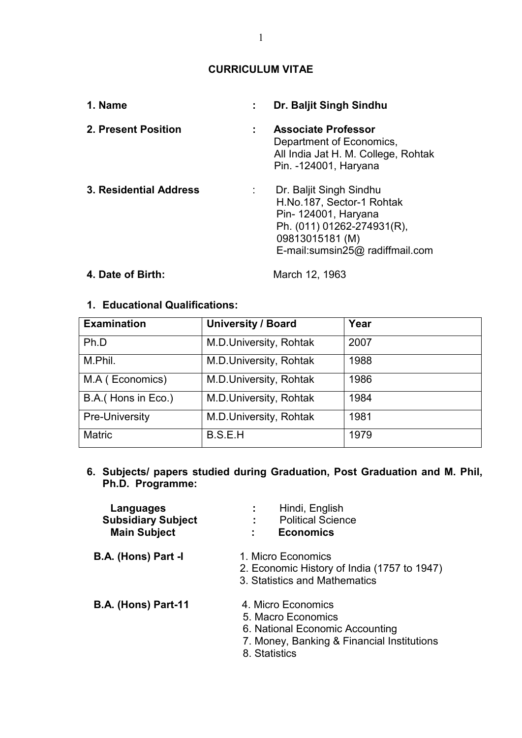# CURRICULUM VITAE

**1. Name** : **Dr. Baljit Singh Sindhu**

**2. Present Position** : **Associate Professor**
Department of Economics,
All India Jat H. M. College, Rohtak
Pin. -124001, Haryana

**3. Residential Address** : Dr. Baljit Singh Sindhu
H.No.187, Sector-1 Rohtak
Pin- 124001, Haryana
Ph. (011) 01262-274931(R),
09813015181 (M)
E-mail:sumsin25@ radiffmail.com

**4. Date of Birth:** March 12, 1963

**1. Educational Qualifications:**

| Examination | University / Board | Year |
|---|---|---|
| Ph.D | M.D.University, Rohtak | 2007 |
| M.Phil. | M.D.University, Rohtak | 1988 |
| M.A ( Economics) | M.D.University, Rohtak | 1986 |
| B.A.( Hons in Eco.) | M.D.University, Rohtak | 1984 |
| Pre-University | M.D.University, Rohtak | 1981 |
| Matric | B.S.E.H | 1979 |

**6. Subjects/ papers studied during Graduation, Post Graduation and M. Phil, Ph.D. Programme:**

**Languages** : Hindi, English
**Subsidiary Subject** : Political Science
**Main Subject** : **Economics**

**B.A. (Hons) Part -I**

1. Micro Economics
2. Economic History of India (1757 to 1947)
3. Statistics and Mathematics

**B.A. (Hons) Part-11**

4. Micro Economics
5. Macro Economics
6. National Economic Accounting
7. Money, Banking & Financial Institutions
8. Statistics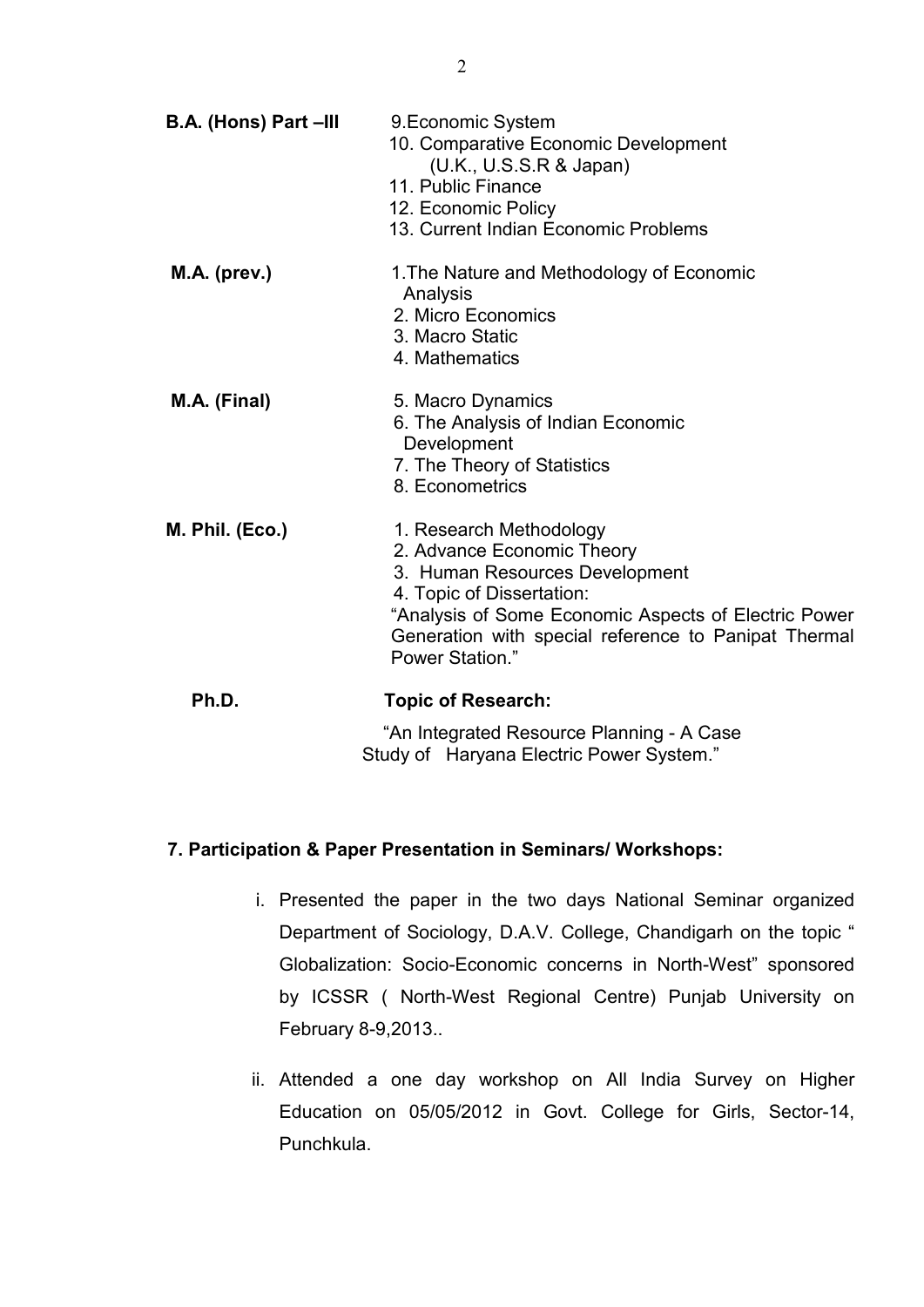**B.A. (Hons) Part –III**

9. Economic System
10. Comparative Economic Development (U.K., U.S.S.R & Japan)
11. Public Finance
12. Economic Policy
13. Current Indian Economic Problems

**M.A. (prev.)**

1. The Nature and Methodology of Economic Analysis
2. Micro Economics
3. Macro Static
4. Mathematics

**M.A. (Final)**

5. Macro Dynamics
6. The Analysis of Indian Economic Development
7. The Theory of Statistics
8. Econometrics

**M. Phil. (Eco.)**

1. Research Methodology
2. Advance Economic Theory
3. Human Resources Development
4. Topic of Dissertation:
"Analysis of Some Economic Aspects of Electric Power Generation with special reference to Panipat Thermal Power Station."

**Ph.D.**

**Topic of Research:**

"An Integrated Resource Planning - A Case Study of Haryana Electric Power System."

**7. Participation & Paper Presentation in Seminars/ Workshops:**

i. Presented the paper in the two days National Seminar organized Department of Sociology, D.A.V. College, Chandigarh on the topic " Globalization: Socio-Economic concerns in North-West" sponsored by ICSSR ( North-West Regional Centre) Punjab University on February 8-9,2013..

ii. Attended a one day workshop on All India Survey on Higher Education on 05/05/2012 in Govt. College for Girls, Sector-14, Punchkula.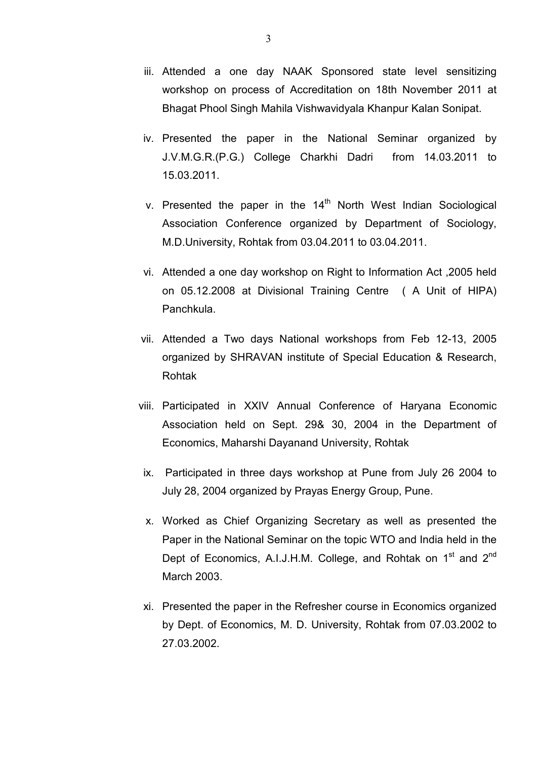iii. Attended a one day NAAK Sponsored state level sensitizing workshop on process of Accreditation on 18th November 2011 at Bhagat Phool Singh Mahila Vishwavidyala Khanpur Kalan Sonipat.

iv. Presented the paper in the National Seminar organized by J.V.M.G.R.(P.G.) College Charkhi Dadri from 14.03.2011 to 15.03.2011.

v. Presented the paper in the 14th North West Indian Sociological Association Conference organized by Department of Sociology, M.D.University, Rohtak from 03.04.2011 to 03.04.2011.

vi. Attended a one day workshop on Right to Information Act ,2005 held on 05.12.2008 at Divisional Training Centre ( A Unit of HIPA) Panchkula.

vii. Attended a Two days National workshops from Feb 12-13, 2005 organized by SHRAVAN institute of Special Education & Research, Rohtak

viii. Participated in XXIV Annual Conference of Haryana Economic Association held on Sept. 29& 30, 2004 in the Department of Economics, Maharshi Dayanand University, Rohtak

ix. Participated in three days workshop at Pune from July 26 2004 to July 28, 2004 organized by Prayas Energy Group, Pune.

x. Worked as Chief Organizing Secretary as well as presented the Paper in the National Seminar on the topic WTO and India held in the Dept of Economics, A.I.J.H.M. College, and Rohtak on 1st and 2nd March 2003.

xi. Presented the paper in the Refresher course in Economics organized by Dept. of Economics, M. D. University, Rohtak from 07.03.2002 to 27.03.2002.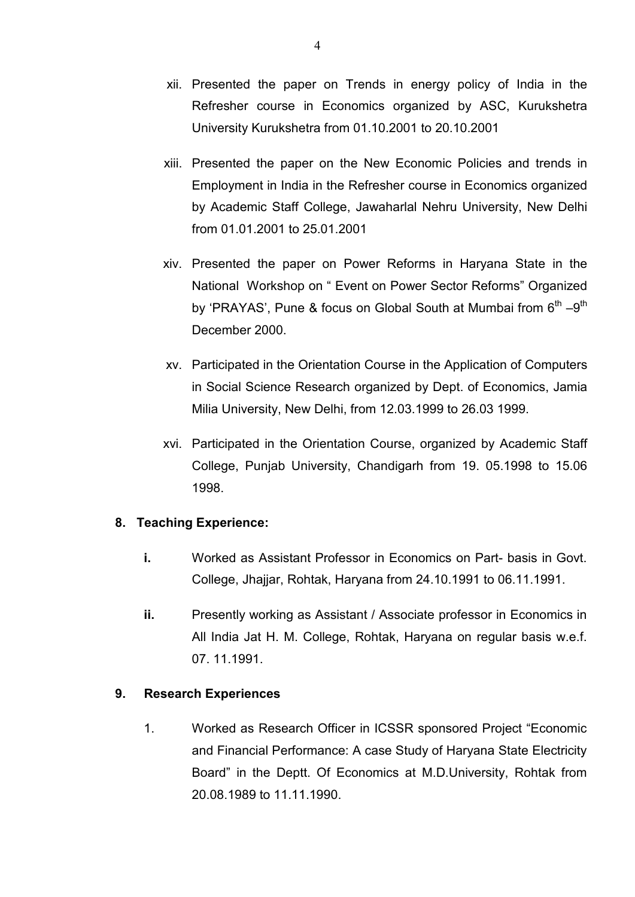xii. Presented the paper on Trends in energy policy of India in the Refresher course in Economics organized by ASC, Kurukshetra University Kurukshetra from 01.10.2001 to 20.10.2001

xiii. Presented the paper on the New Economic Policies and trends in Employment in India in the Refresher course in Economics organized by Academic Staff College, Jawaharlal Nehru University, New Delhi from 01.01.2001 to 25.01.2001

xiv. Presented the paper on Power Reforms in Haryana State in the National Workshop on " Event on Power Sector Reforms" Organized by 'PRAYAS', Pune & focus on Global South at Mumbai from 6th –9th December 2000.

xv. Participated in the Orientation Course in the Application of Computers in Social Science Research organized by Dept. of Economics, Jamia Milia University, New Delhi, from 12.03.1999 to 26.03 1999.

xvi. Participated in the Orientation Course, organized by Academic Staff College, Punjab University, Chandigarh from 19. 05.1998 to 15.06 1998.

**8. Teaching Experience:**

**i.** Worked as Assistant Professor in Economics on Part- basis in Govt. College, Jhajjar, Rohtak, Haryana from 24.10.1991 to 06.11.1991.

**ii.** Presently working as Assistant / Associate professor in Economics in All India Jat H. M. College, Rohtak, Haryana on regular basis w.e.f. 07. 11.1991.

**9. Research Experiences**

1. Worked as Research Officer in ICSSR sponsored Project "Economic and Financial Performance: A case Study of Haryana State Electricity Board" in the Deptt. Of Economics at M.D.University, Rohtak from 20.08.1989 to 11.11.1990.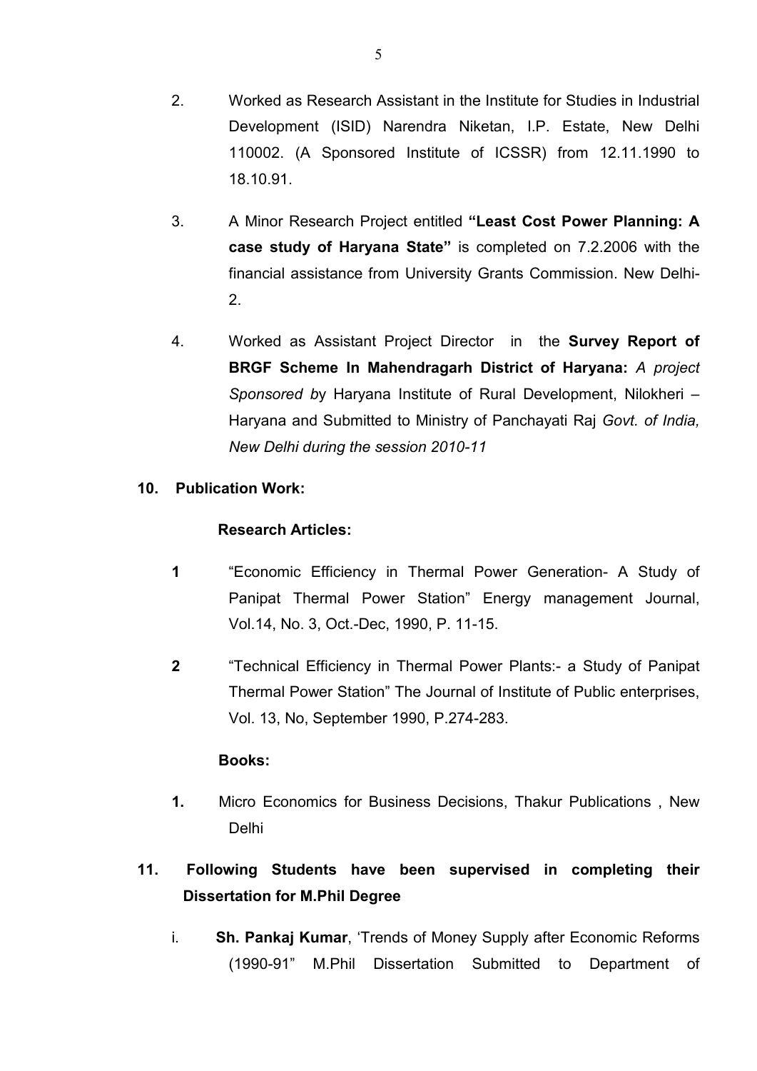2. Worked as Research Assistant in the Institute for Studies in Industrial Development (ISID) Narendra Niketan, I.P. Estate, New Delhi 110002. (A Sponsored Institute of ICSSR) from 12.11.1990 to 18.10.91.

3. A Minor Research Project entitled **"Least Cost Power Planning: A case study of Haryana State"** is completed on 7.2.2006 with the financial assistance from University Grants Commission. New Delhi-2.

4. Worked as Assistant Project Director in the **Survey Report of BRGF Scheme In Mahendragarh District of Haryana:** *A project Sponsored b*y Haryana Institute of Rural Development, Nilokheri – Haryana and Submitted to Ministry of Panchayati Raj *Govt. of India, New Delhi during the session 2010-11*

**10. Publication Work:**

**Research Articles:**

**1** "Economic Efficiency in Thermal Power Generation- A Study of Panipat Thermal Power Station" Energy management Journal, Vol.14, No. 3, Oct.-Dec, 1990, P. 11-15.

**2** "Technical Efficiency in Thermal Power Plants:- a Study of Panipat Thermal Power Station" The Journal of Institute of Public enterprises, Vol. 13, No, September 1990, P.274-283.

**Books:**

**1.** Micro Economics for Business Decisions, Thakur Publications , New Delhi

**11. Following Students have been supervised in completing their Dissertation for M.Phil Degree**

i. **Sh. Pankaj Kumar**, 'Trends of Money Supply after Economic Reforms (1990-91" M.Phil Dissertation Submitted to Department of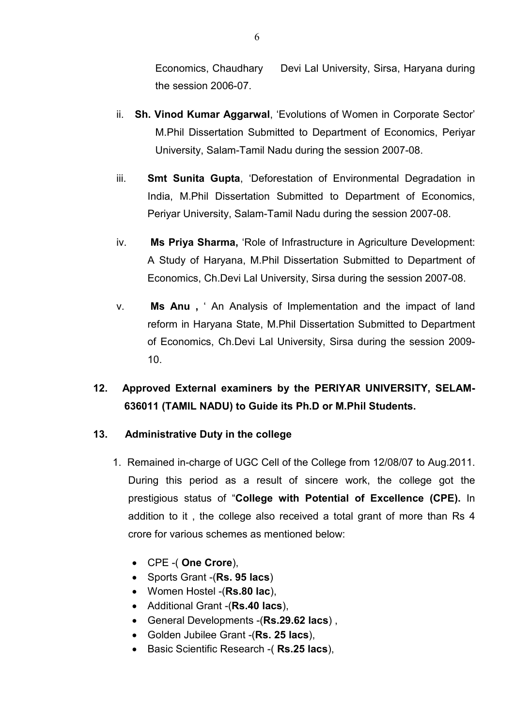Economics, Chaudhary Devi Lal University, Sirsa, Haryana during the session 2006-07.

ii. **Sh. Vinod Kumar Aggarwal**, 'Evolutions of Women in Corporate Sector' M.Phil Dissertation Submitted to Department of Economics, Periyar University, Salam-Tamil Nadu during the session 2007-08.

iii. **Smt Sunita Gupta**, 'Deforestation of Environmental Degradation in India, M.Phil Dissertation Submitted to Department of Economics, Periyar University, Salam-Tamil Nadu during the session 2007-08.

iv. **Ms Priya Sharma,** 'Role of Infrastructure in Agriculture Development: A Study of Haryana, M.Phil Dissertation Submitted to Department of Economics, Ch.Devi Lal University, Sirsa during the session 2007-08.

v. **Ms Anu ,** ' An Analysis of Implementation and the impact of land reform in Haryana State, M.Phil Dissertation Submitted to Department of Economics, Ch.Devi Lal University, Sirsa during the session 2009-10.

**12. Approved External examiners by the PERIYAR UNIVERSITY, SELAM-636011 (TAMIL NADU) to Guide its Ph.D or M.Phil Students.**

**13. Administrative Duty in the college**

1. Remained in-charge of UGC Cell of the College from 12/08/07 to Aug.2011. During this period as a result of sincere work, the college got the prestigious status of "**College with Potential of Excellence (CPE).** In addition to it , the college also received a total grant of more than Rs 4 crore for various schemes as mentioned below:

   - CPE -( **One Crore**),
   - Sports Grant -(**Rs. 95 lacs**)
   - Women Hostel -(**Rs.80 lac**),
   - Additional Grant -(**Rs.40 lacs**),
   - General Developments -(**Rs.29.62 lacs**) ,
   - Golden Jubilee Grant -(**Rs. 25 lacs**),
   - Basic Scientific Research -( **Rs.25 lacs**),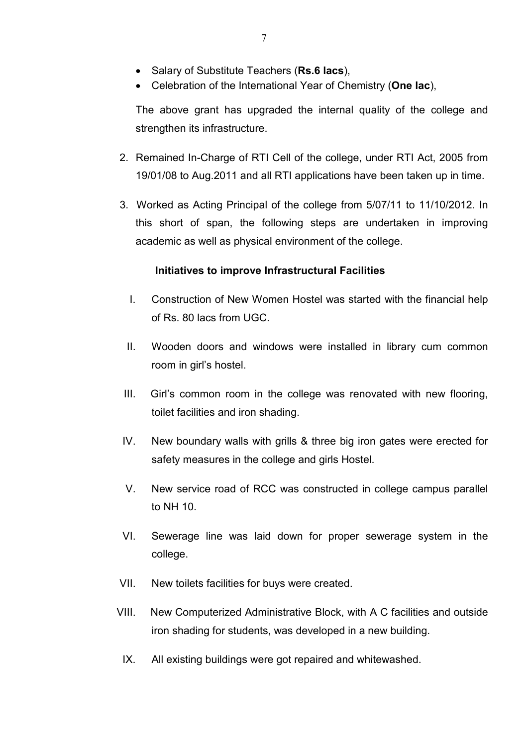- Salary of Substitute Teachers (**Rs.6 lacs**),
- Celebration of the International Year of Chemistry (**One lac**),

The above grant has upgraded the internal quality of the college and strengthen its infrastructure.

2. Remained In-Charge of RTI Cell of the college, under RTI Act, 2005 from 19/01/08 to Aug.2011 and all RTI applications have been taken up in time.

3. Worked as Acting Principal of the college from 5/07/11 to 11/10/2012. In this short of span, the following steps are undertaken in improving academic as well as physical environment of the college.

**Initiatives to improve Infrastructural Facilities**

I. Construction of New Women Hostel was started with the financial help of Rs. 80 lacs from UGC.

II. Wooden doors and windows were installed in library cum common room in girl's hostel.

III. Girl's common room in the college was renovated with new flooring, toilet facilities and iron shading.

IV. New boundary walls with grills & three big iron gates were erected for safety measures in the college and girls Hostel.

V. New service road of RCC was constructed in college campus parallel to NH 10.

VI. Sewerage line was laid down for proper sewerage system in the college.

VII. New toilets facilities for buys were created.

VIII. New Computerized Administrative Block, with A C facilities and outside iron shading for students, was developed in a new building.

IX. All existing buildings were got repaired and whitewashed.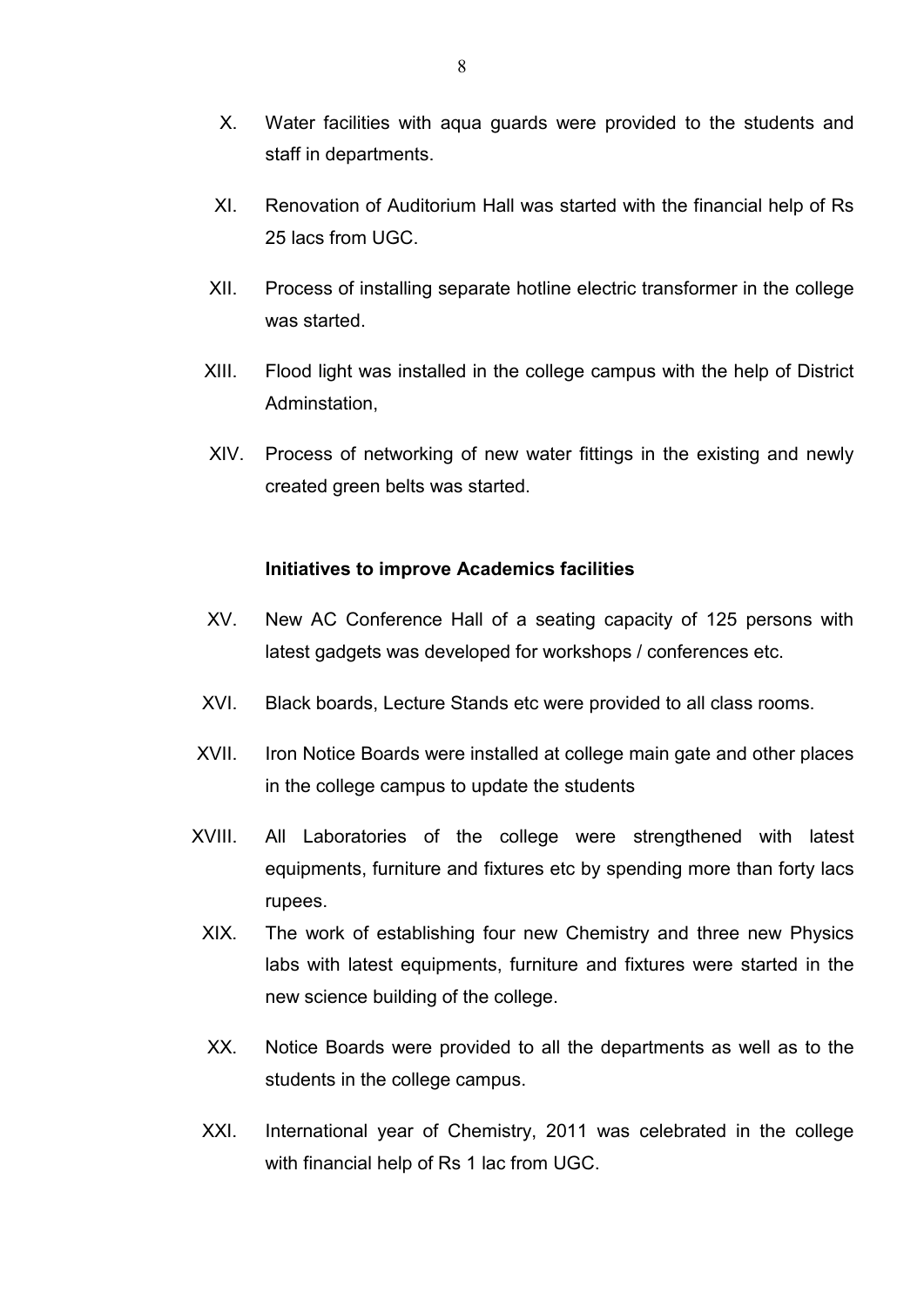X. Water facilities with aqua guards were provided to the students and staff in departments.

XI. Renovation of Auditorium Hall was started with the financial help of Rs 25 lacs from UGC.

XII. Process of installing separate hotline electric transformer in the college was started.

XIII. Flood light was installed in the college campus with the help of District Adminstation,

XIV. Process of networking of new water fittings in the existing and newly created green belts was started.

**Initiatives to improve Academics facilities**

XV. New AC Conference Hall of a seating capacity of 125 persons with latest gadgets was developed for workshops / conferences etc.

XVI. Black boards, Lecture Stands etc were provided to all class rooms.

XVII. Iron Notice Boards were installed at college main gate and other places in the college campus to update the students

XVIII. All Laboratories of the college were strengthened with latest equipments, furniture and fixtures etc by spending more than forty lacs rupees.

XIX. The work of establishing four new Chemistry and three new Physics labs with latest equipments, furniture and fixtures were started in the new science building of the college.

XX. Notice Boards were provided to all the departments as well as to the students in the college campus.

XXI. International year of Chemistry, 2011 was celebrated in the college with financial help of Rs 1 lac from UGC.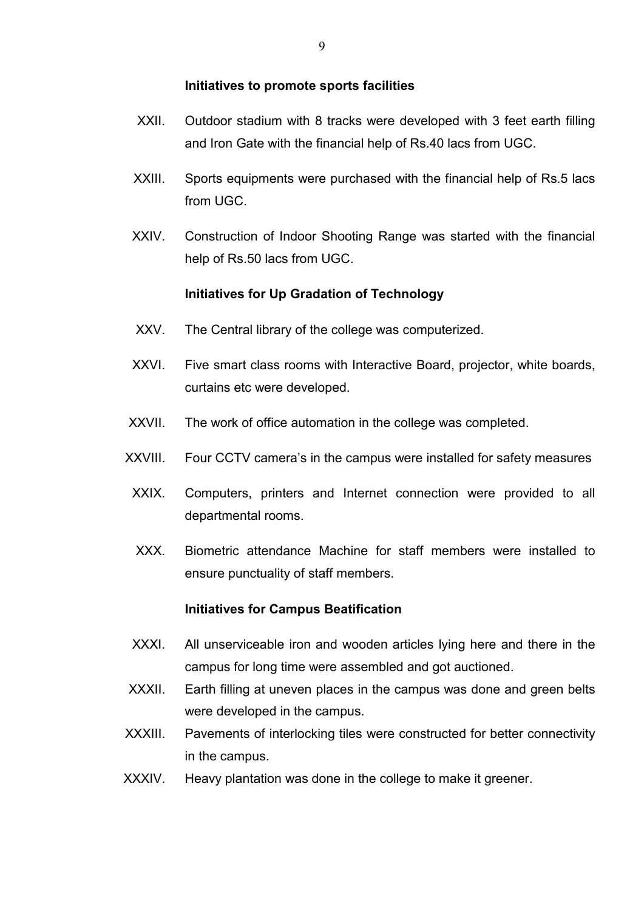**Initiatives to promote sports facilities**

XXII. Outdoor stadium with 8 tracks were developed with 3 feet earth filling and Iron Gate with the financial help of Rs.40 lacs from UGC.

XXIII. Sports equipments were purchased with the financial help of Rs.5 lacs from UGC.

XXIV. Construction of Indoor Shooting Range was started with the financial help of Rs.50 lacs from UGC.

**Initiatives for Up Gradation of Technology**

XXV. The Central library of the college was computerized.

XXVI. Five smart class rooms with Interactive Board, projector, white boards, curtains etc were developed.

XXVII. The work of office automation in the college was completed.

XXVIII. Four CCTV camera's in the campus were installed for safety measures

XXIX. Computers, printers and Internet connection were provided to all departmental rooms.

XXX. Biometric attendance Machine for staff members were installed to ensure punctuality of staff members.

**Initiatives for Campus Beatification**

XXXI. All unserviceable iron and wooden articles lying here and there in the campus for long time were assembled and got auctioned.

XXXII. Earth filling at uneven places in the campus was done and green belts were developed in the campus.

XXXIII. Pavements of interlocking tiles were constructed for better connectivity in the campus.

XXXIV. Heavy plantation was done in the college to make it greener.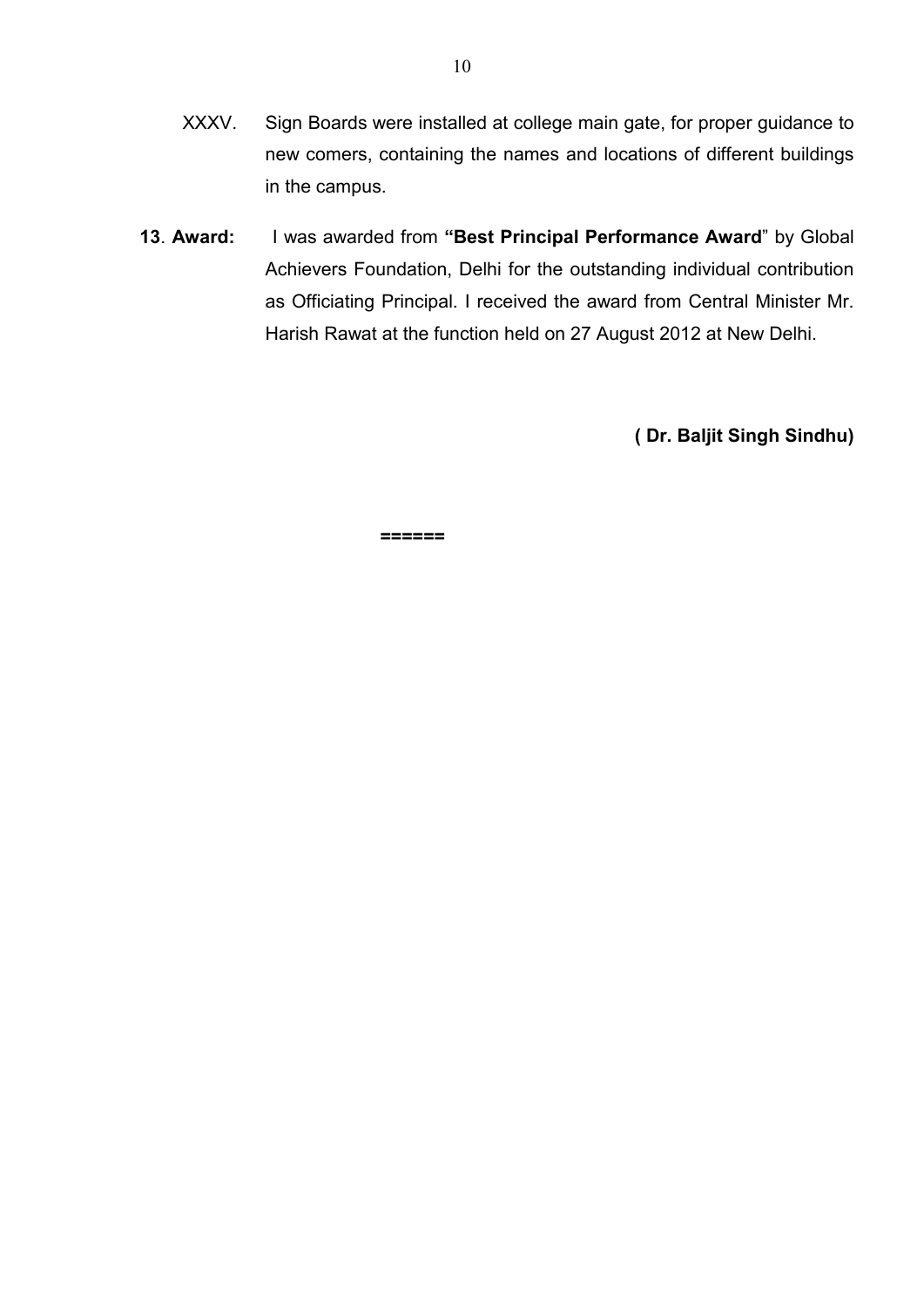XXXV. Sign Boards were installed at college main gate, for proper guidance to new comers, containing the names and locations of different buildings in the campus.

**13**. **Award:** I was awarded from **"Best Principal Performance Award**" by Global Achievers Foundation, Delhi for the outstanding individual contribution as Officiating Principal. I received the award from Central Minister Mr. Harish Rawat at the function held on 27 August 2012 at New Delhi.

**( Dr. Baljit Singh Sindhu)**

**======**